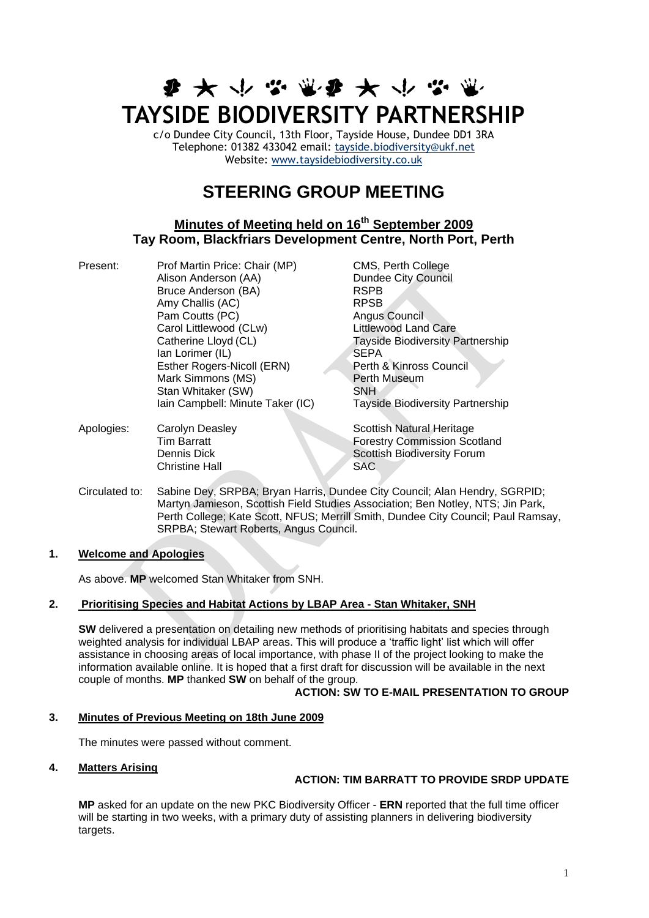# TAYSIDE BIODIVERSITY PARTNERSHIP

c/o Dundee City Council, 13th Floor, Tayside House, Dundee DD1 3RA
Telephone: 01382 433042 email: tayside.biodiversity@ukf.net
Website: www.taysidebiodiversity.co.uk

# STEERING GROUP MEETING

## Minutes of Meeting held on 16th September 2009
## Tay Room, Blackfriars Development Centre, North Port, Perth

| | | |
|---|---|---|
| Present: | Prof Martin Price: Chair (MP) | CMS, Perth College |
| | Alison Anderson (AA) | Dundee City Council |
| | Bruce Anderson (BA) | RSPB |
| | Amy Challis (AC) | RPSB |
| | Pam Coutts (PC) | Angus Council |
| | Carol Littlewood (CLw) | Littlewood Land Care |
| | Catherine Lloyd (CL) | Tayside Biodiversity Partnership |
| | Ian Lorimer (IL) | SEPA |
| | Esther Rogers-Nicoll (ERN) | Perth & Kinross Council |
| | Mark Simmons (MS) | Perth Museum |
| | Stan Whitaker (SW) | SNH |
| | Iain Campbell: Minute Taker (IC) | Tayside Biodiversity Partnership |
| Apologies: | Carolyn Deasley | Scottish Natural Heritage |
| | Tim Barratt | Forestry Commission Scotland |
| | Dennis Dick | Scottish Biodiversity Forum |
| | Christine Hall | SAC |

Circulated to: Sabine Dey, SRPBA; Bryan Harris, Dundee City Council; Alan Hendry, SGRPID; Martyn Jamieson, Scottish Field Studies Association; Ben Notley, NTS; Jin Park, Perth College; Kate Scott, NFUS; Merrill Smith, Dundee City Council; Paul Ramsay, SRPBA; Stewart Roberts, Angus Council.

**1. Welcome and Apologies**

As above. **MP** welcomed Stan Whitaker from SNH.

**2. Prioritising Species and Habitat Actions by LBAP Area - Stan Whitaker, SNH**

**SW** delivered a presentation on detailing new methods of prioritising habitats and species through weighted analysis for individual LBAP areas. This will produce a 'traffic light' list which will offer assistance in choosing areas of local importance, with phase II of the project looking to make the information available online. It is hoped that a first draft for discussion will be available in the next couple of months. **MP** thanked **SW** on behalf of the group.

**ACTION: SW TO E-MAIL PRESENTATION TO GROUP**

**3. Minutes of Previous Meeting on 18th June 2009**

The minutes were passed without comment.

**4. Matters Arising**

**ACTION: TIM BARRATT TO PROVIDE SRDP UPDATE**

**MP** asked for an update on the new PKC Biodiversity Officer - **ERN** reported that the full time officer will be starting in two weeks, with a primary duty of assisting planners in delivering biodiversity targets.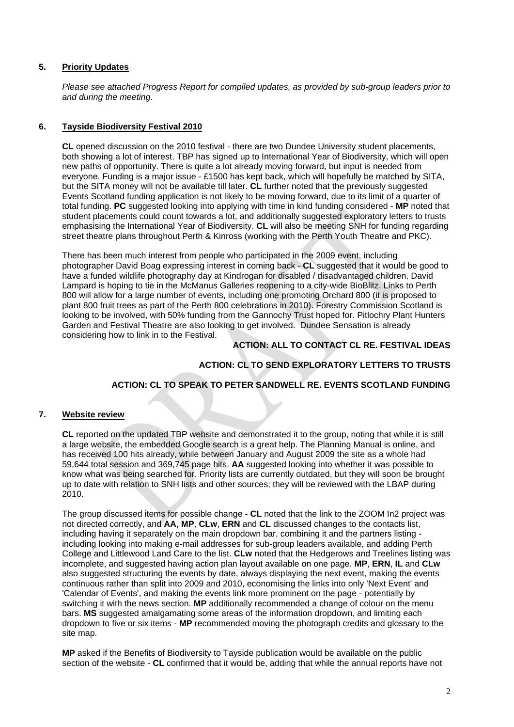## 5. Priority Updates

*Please see attached Progress Report for compiled updates, as provided by sub-group leaders prior to and during the meeting.*

## 6. Tayside Biodiversity Festival 2010

**CL** opened discussion on the 2010 festival - there are two Dundee University student placements, both showing a lot of interest. TBP has signed up to International Year of Biodiversity, which will open new paths of opportunity. There is quite a lot already moving forward, but input is needed from everyone. Funding is a major issue - £1500 has kept back, which will hopefully be matched by SITA, but the SITA money will not be available till later. **CL** further noted that the previously suggested Events Scotland funding application is not likely to be moving forward, due to its limit of a quarter of total funding. **PC** suggested looking into applying with time in kind funding considered - **MP** noted that student placements could count towards a lot, and additionally suggested exploratory letters to trusts emphasising the International Year of Biodiversity. **CL** will also be meeting SNH for funding regarding street theatre plans throughout Perth & Kinross (working with the Perth Youth Theatre and PKC).

There has been much interest from people who participated in the 2009 event, including photographer David Boag expressing interest in coming back - **CL** suggested that it would be good to have a funded wildlife photography day at Kindrogan for disabled / disadvantaged children. David Lampard is hoping to tie in the McManus Galleries reopening to a city-wide BioBlitz. Links to Perth 800 will allow for a large number of events, including one promoting Orchard 800 (it is proposed to plant 800 fruit trees as part of the Perth 800 celebrations in 2010). Forestry Commission Scotland is looking to be involved, with 50% funding from the Gannochy Trust hoped for. Pitlochry Plant Hunters Garden and Festival Theatre are also looking to get involved. Dundee Sensation is already considering how to link in to the Festival.

**ACTION: ALL TO CONTACT CL RE. FESTIVAL IDEAS**

**ACTION: CL TO SEND EXPLORATORY LETTERS TO TRUSTS**

**ACTION: CL TO SPEAK TO PETER SANDWELL RE. EVENTS SCOTLAND FUNDING**

## 7. Website review

**CL** reported on the updated TBP website and demonstrated it to the group, noting that while it is still a large website, the embedded Google search is a great help. The Planning Manual is online, and has received 100 hits already, while between January and August 2009 the site as a whole had 59,644 total session and 369,745 page hits. **AA** suggested looking into whether it was possible to know what was being searched for. Priority lists are currently outdated, but they will soon be brought up to date with relation to SNH lists and other sources; they will be reviewed with the LBAP during 2010.

The group discussed items for possible change **-** **CL** noted that the link to the ZOOM In2 project was not directed correctly, and **AA**, **MP**, **CLw**, **ERN** and **CL** discussed changes to the contacts list, including having it separately on the main dropdown bar, combining it and the partners listing - including looking into making e-mail addresses for sub-group leaders available, and adding Perth College and Littlewood Land Care to the list. **CLw** noted that the Hedgerows and Treelines listing was incomplete, and suggested having action plan layout available on one page. **MP**, **ERN**, **IL** and **CLw** also suggested structuring the events by date, always displaying the next event, making the events continuous rather than split into 2009 and 2010, economising the links into only 'Next Event' and 'Calendar of Events', and making the events link more prominent on the page - potentially by switching it with the news section. **MP** additionally recommended a change of colour on the menu bars. **MS** suggested amalgamating some areas of the information dropdown, and limiting each dropdown to five or six items - **MP** recommended moving the photograph credits and glossary to the site map.

**MP** asked if the Benefits of Biodiversity to Tayside publication would be available on the public section of the website - **CL** confirmed that it would be, adding that while the annual reports have not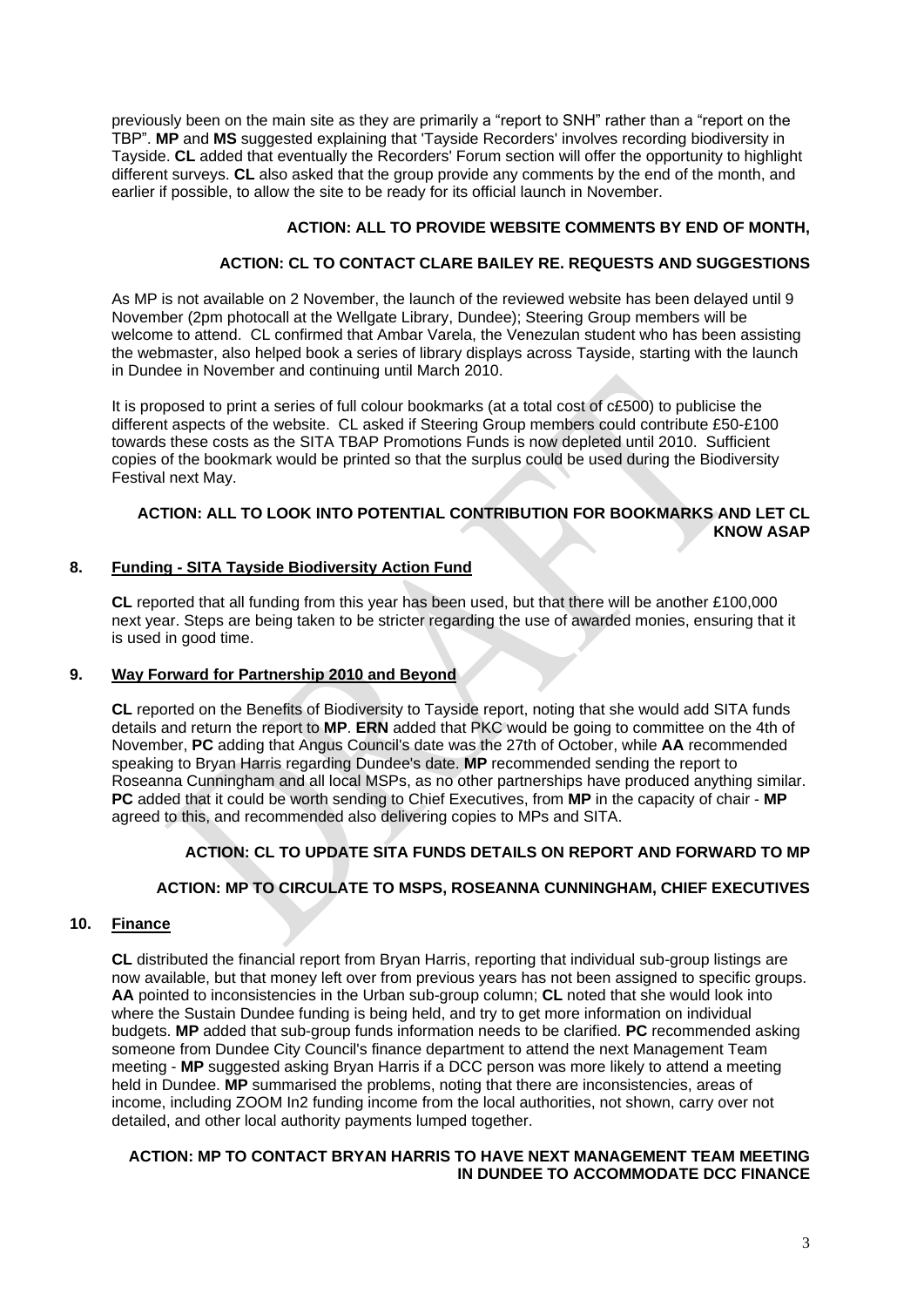previously been on the main site as they are primarily a "report to SNH" rather than a "report on the TBP". **MP** and **MS** suggested explaining that 'Tayside Recorders' involves recording biodiversity in Tayside. **CL** added that eventually the Recorders' Forum section will offer the opportunity to highlight different surveys. **CL** also asked that the group provide any comments by the end of the month, and earlier if possible, to allow the site to be ready for its official launch in November.

**ACTION: ALL TO PROVIDE WEBSITE COMMENTS BY END OF MONTH,**

**ACTION: CL TO CONTACT CLARE BAILEY RE. REQUESTS AND SUGGESTIONS**

As MP is not available on 2 November, the launch of the reviewed website has been delayed until 9 November (2pm photocall at the Wellgate Library, Dundee); Steering Group members will be welcome to attend. CL confirmed that Ambar Varela, the Venezulan student who has been assisting the webmaster, also helped book a series of library displays across Tayside, starting with the launch in Dundee in November and continuing until March 2010.

It is proposed to print a series of full colour bookmarks (at a total cost of c£500) to publicise the different aspects of the website. CL asked if Steering Group members could contribute £50-£100 towards these costs as the SITA TBAP Promotions Funds is now depleted until 2010. Sufficient copies of the bookmark would be printed so that the surplus could be used during the Biodiversity Festival next May.

**ACTION: ALL TO LOOK INTO POTENTIAL CONTRIBUTION FOR BOOKMARKS AND LET CL KNOW ASAP**

## 8. Funding - SITA Tayside Biodiversity Action Fund

**CL** reported that all funding from this year has been used, but that there will be another £100,000 next year. Steps are being taken to be stricter regarding the use of awarded monies, ensuring that it is used in good time.

## 9. Way Forward for Partnership 2010 and Beyond

**CL** reported on the Benefits of Biodiversity to Tayside report, noting that she would add SITA funds details and return the report to **MP**. **ERN** added that PKC would be going to committee on the 4th of November, **PC** adding that Angus Council's date was the 27th of October, while **AA** recommended speaking to Bryan Harris regarding Dundee's date. **MP** recommended sending the report to Roseanna Cunningham and all local MSPs, as no other partnerships have produced anything similar. **PC** added that it could be worth sending to Chief Executives, from **MP** in the capacity of chair - **MP** agreed to this, and recommended also delivering copies to MPs and SITA.

**ACTION: CL TO UPDATE SITA FUNDS DETAILS ON REPORT AND FORWARD TO MP**

**ACTION: MP TO CIRCULATE TO MSPS, ROSEANNA CUNNINGHAM, CHIEF EXECUTIVES**

## 10. Finance

**CL** distributed the financial report from Bryan Harris, reporting that individual sub-group listings are now available, but that money left over from previous years has not been assigned to specific groups. **AA** pointed to inconsistencies in the Urban sub-group column; **CL** noted that she would look into where the Sustain Dundee funding is being held, and try to get more information on individual budgets. **MP** added that sub-group funds information needs to be clarified. **PC** recommended asking someone from Dundee City Council's finance department to attend the next Management Team meeting - **MP** suggested asking Bryan Harris if a DCC person was more likely to attend a meeting held in Dundee. **MP** summarised the problems, noting that there are inconsistencies, areas of income, including ZOOM In2 funding income from the local authorities, not shown, carry over not detailed, and other local authority payments lumped together.

**ACTION: MP TO CONTACT BRYAN HARRIS TO HAVE NEXT MANAGEMENT TEAM MEETING IN DUNDEE TO ACCOMMODATE DCC FINANCE**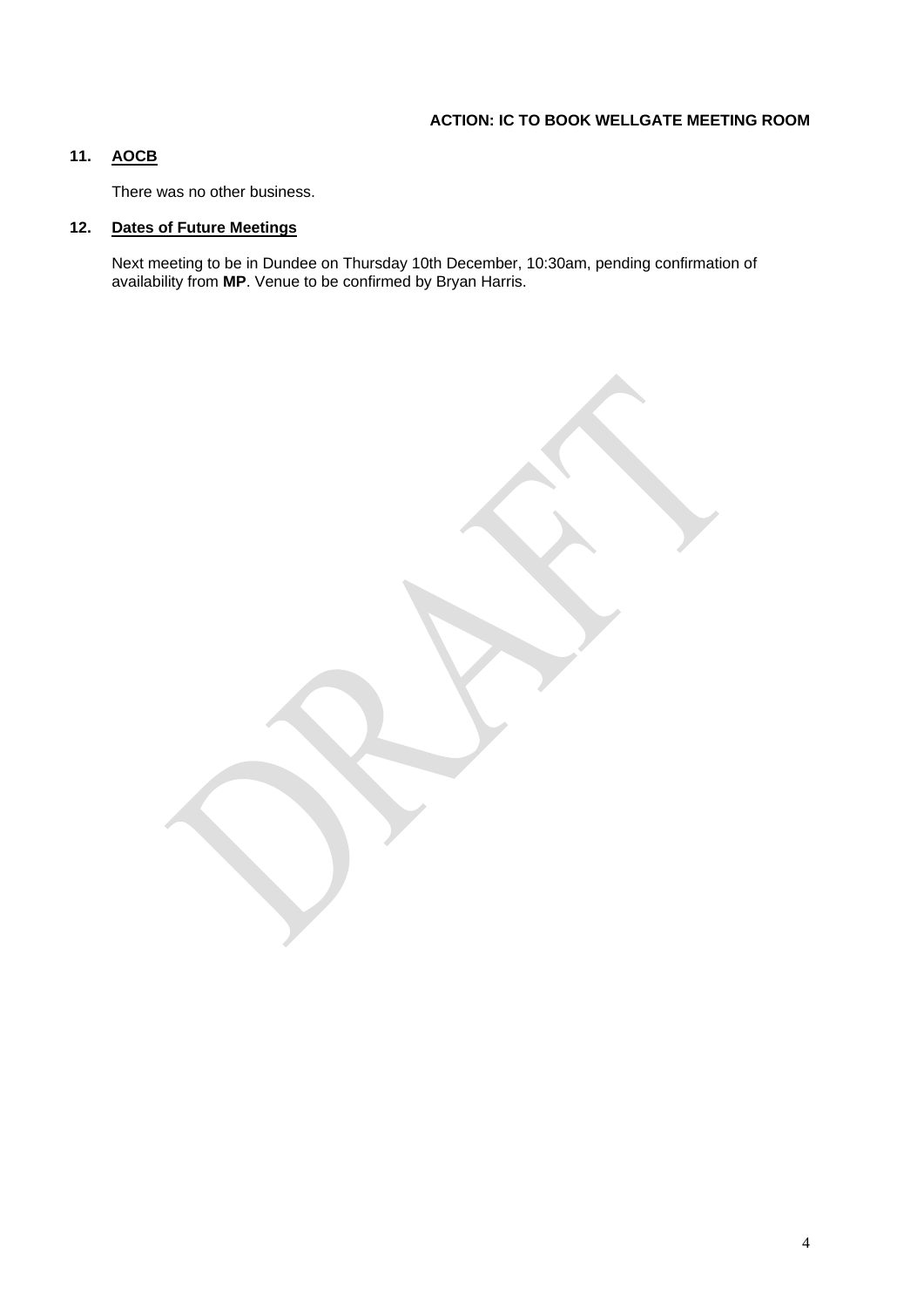**ACTION: IC TO BOOK WELLGATE MEETING ROOM**

## 11. AOCB

There was no other business.

## 12. Dates of Future Meetings

Next meeting to be in Dundee on Thursday 10th December, 10:30am, pending confirmation of availability from **MP**. Venue to be confirmed by Bryan Harris.

DRAFT